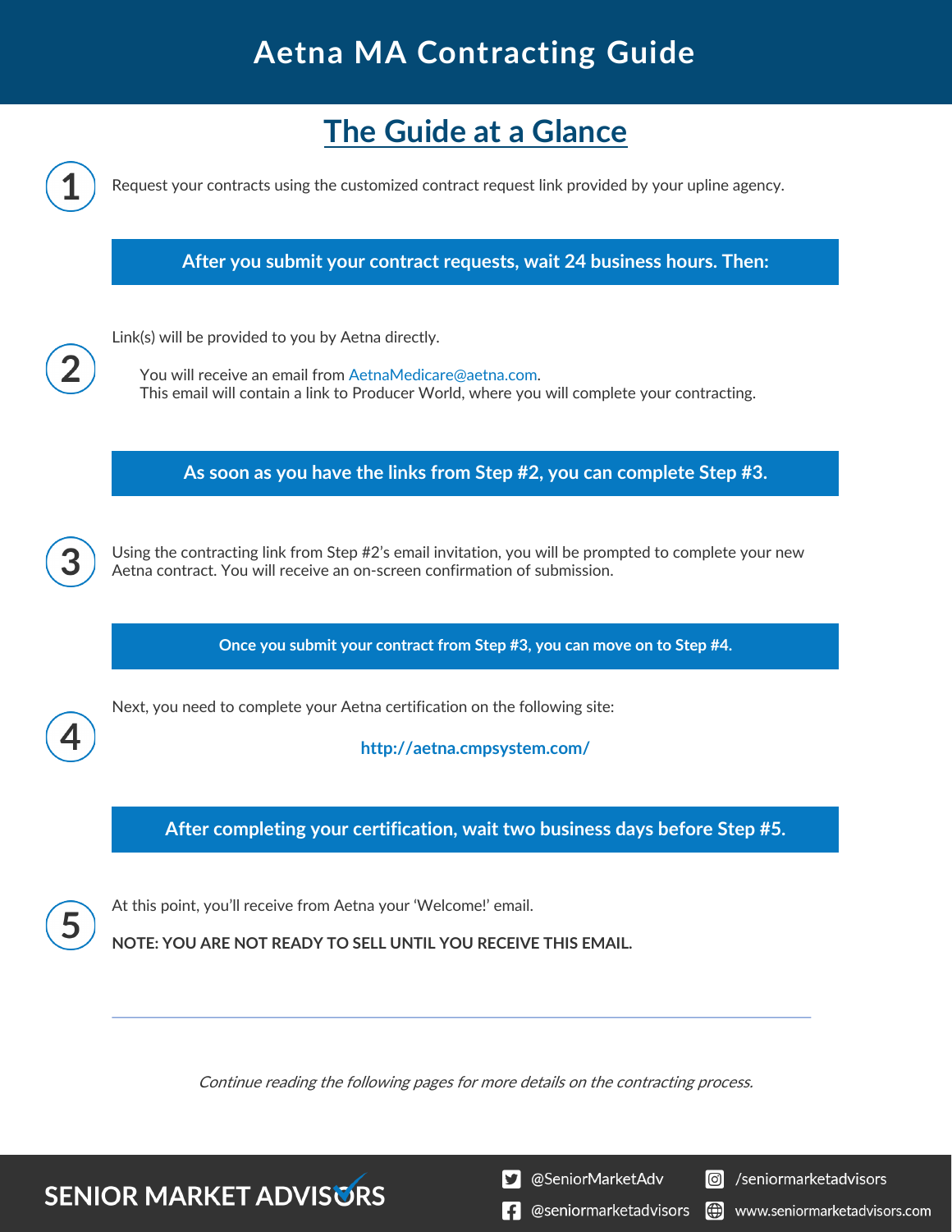# Aetna MA Contracting Guide

## The Guide at a Glance

**1** Request your contracts using the customized contract request link provided by your upline agency.

**After you submit your contract requests, wait 24 business hours. Then:**

**2** Link(s) will be provided to you by Aetna directly.

You will receive an email from AetnaMedicare@aetna.com.
This email will contain a link to Producer World, where you will complete your contracting.

**As soon as you have the links from Step #2, you can complete Step #3.**

**3** Using the contracting link from Step #2's email invitation, you will be prompted to complete your new Aetna contract. You will receive an on-screen confirmation of submission.

**Once you submit your contract from Step #3, you can move on to Step #4.**

**4** Next, you need to complete your Aetna certification on the following site:

**http://aetna.cmpsystem.com/**

**After completing your certification, wait two business days before Step #5.**

**5** At this point, you'll receive from Aetna your 'Welcome!' email.

**NOTE: YOU ARE NOT READY TO SELL UNTIL YOU RECEIVE THIS EMAIL.**

---

*Continue reading the following pages for more details on the contracting process.*

SENIOR MARKET ADVISORS

@SeniorMarketAdv | /seniormarketadvisors | @seniormarketadvisors | www.seniormarketadvisors.com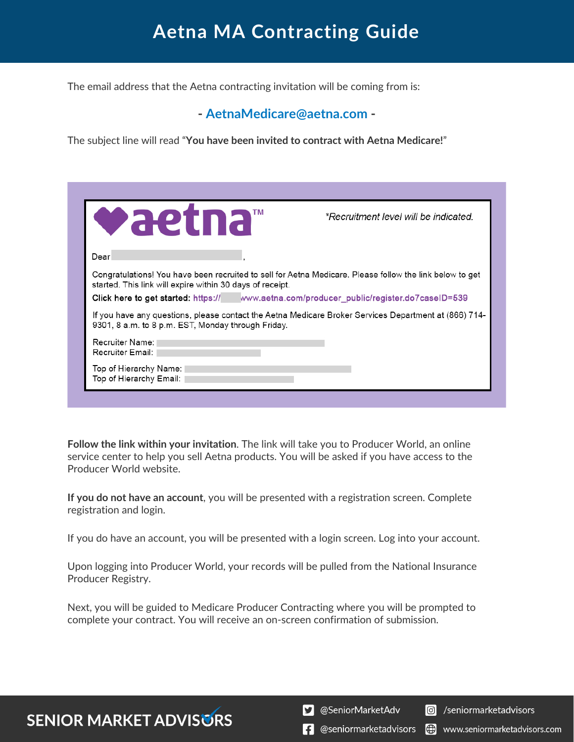# Aetna MA Contracting Guide

The email address that the Aetna contracting invitation will be coming from is:

**- AetnaMedicare@aetna.com -**

The subject line will read "**You have been invited to contract with Aetna Medicare!**"

aetna™

*\*Recruitment level will be indicated.*

Dear ,

Congratulations! You have been recruited to sell for Aetna Medicare. Please follow the link below to get started. This link will expire within 30 days of receipt.

**Click here to get started:** https:// www.aetna.com/producer_public/register.do?caseID=539

If you have any questions, please contact the Aetna Medicare Broker Services Department at (866) 714-9301, 8 a.m. to 8 p.m. EST, Monday through Friday.

Recruiter Name:
Recruiter Email:

Top of Hierarchy Name:
Top of Hierarchy Email:

**Follow the link within your invitation**. The link will take you to Producer World, an online service center to help you sell Aetna products. You will be asked if you have access to the Producer World website.

**If you do not have an account**, you will be presented with a registration screen. Complete registration and login.

If you do have an account, you will be presented with a login screen. Log into your account.

Upon logging into Producer World, your records will be pulled from the National Insurance Producer Registry.

Next, you will be guided to Medicare Producer Contracting where you will be prompted to complete your contract. You will receive an on-screen confirmation of submission.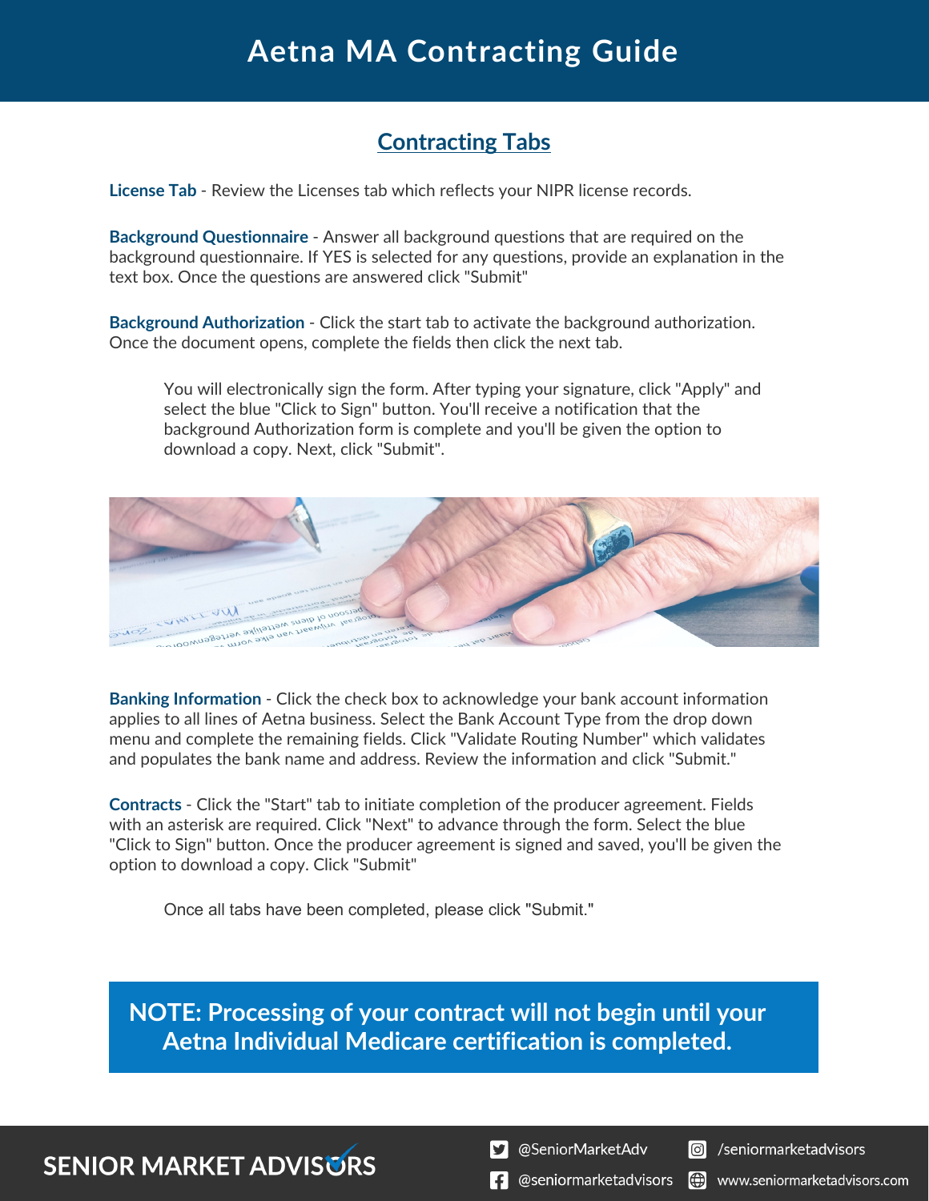# Aetna MA Contracting Guide

## Contracting Tabs

**License Tab** - Review the Licenses tab which reflects your NIPR license records.

**Background Questionnaire** - Answer all background questions that are required on the background questionnaire. If YES is selected for any questions, provide an explanation in the text box. Once the questions are answered click "Submit"

**Background Authorization** - Click the start tab to activate the background authorization. Once the document opens, complete the fields then click the next tab.

> You will electronically sign the form. After typing your signature, click "Apply" and select the blue "Click to Sign" button. You'll receive a notification that the background Authorization form is complete and you'll be given the option to download a copy. Next, click "Submit".

**Banking Information** - Click the check box to acknowledge your bank account information applies to all lines of Aetna business. Select the Bank Account Type from the drop down menu and complete the remaining fields. Click "Validate Routing Number" which validates and populates the bank name and address. Review the information and click "Submit."

**Contracts** - Click the "Start" tab to initiate completion of the producer agreement. Fields with an asterisk are required. Click "Next" to advance through the form. Select the blue "Click to Sign" button. Once the producer agreement is signed and saved, you'll be given the option to download a copy. Click "Submit"

> Once all tabs have been completed, please click "Submit."

**NOTE: Processing of your contract will not begin until your Aetna Individual Medicare certification is completed.**

SENIOR MARKET ADVISORS

@SeniorMarketAdv | /seniormarketadvisors | @seniormarketadvisors | www.seniormarketadvisors.com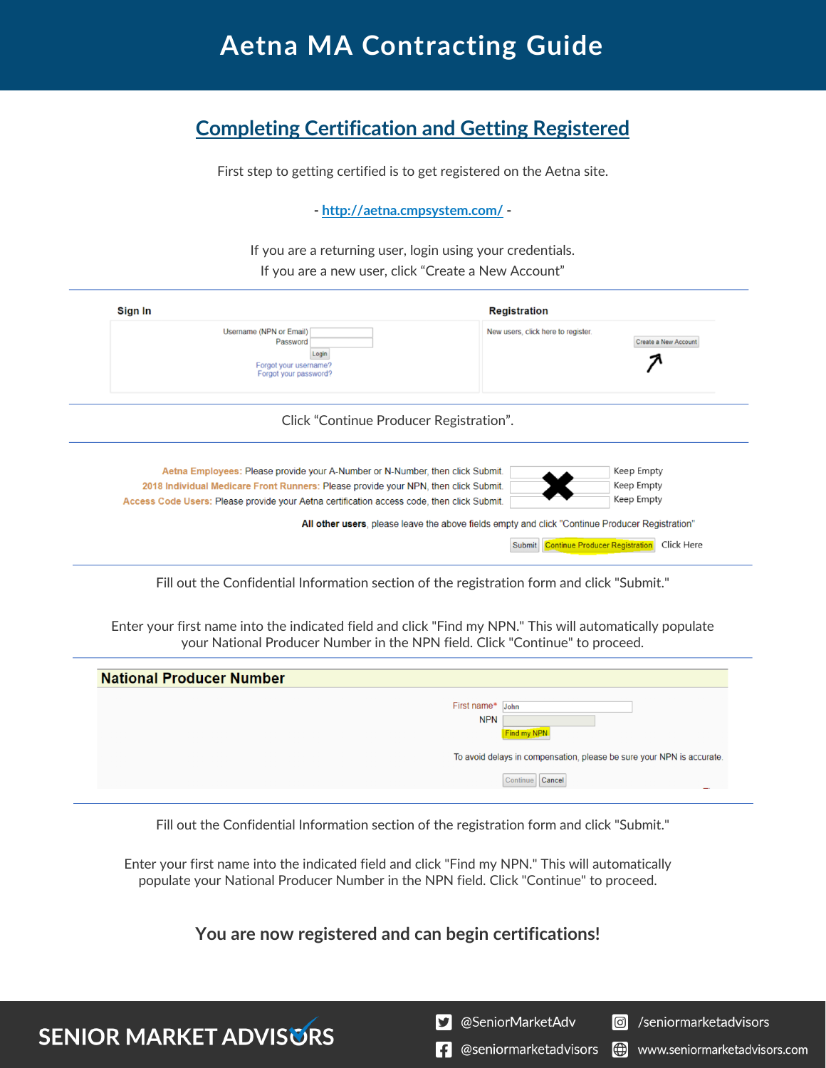# Aetna MA Contracting Guide

## Completing Certification and Getting Registered

First step to getting certified is to get registered on the Aetna site.

- http://aetna.cmpsystem.com/ -

If you are a returning user, login using your credentials.
If you are a new user, click "Create a New Account"

**Sign In**

Username (NPN or Email)
Password
Login
Forgot your username?
Forgot your password?

**Registration**

New users, click here to register.
Create a New Account

Click "Continue Producer Registration".

Aetna Employees: Please provide your A-Number or N-Number, then click Submit. Keep Empty
2018 Individual Medicare Front Runners: Please provide your NPN, then click Submit. Keep Empty
Access Code Users: Please provide your Aetna certification access code, then click Submit. Keep Empty

**All other users**, please leave the above fields empty and click "Continue Producer Registration"

Submit | Continue Producer Registration | Click Here

Fill out the Confidential Information section of the registration form and click "Submit."

Enter your first name into the indicated field and click "Find my NPN." This will automatically populate your National Producer Number in the NPN field. Click "Continue" to proceed.

**National Producer Number**

First name* John
NPN
Find my NPN

To avoid delays in compensation, please be sure your NPN is accurate.

Continue | Cancel

Fill out the Confidential Information section of the registration form and click "Submit."

Enter your first name into the indicated field and click "Find my NPN." This will automatically populate your National Producer Number in the NPN field. Click "Continue" to proceed.

### You are now registered and can begin certifications!

SENIOR MARKET ADVISORS

@SeniorMarketAdv
/seniormarketadvisors
@seniormarketadvisors
www.seniormarketadvisors.com